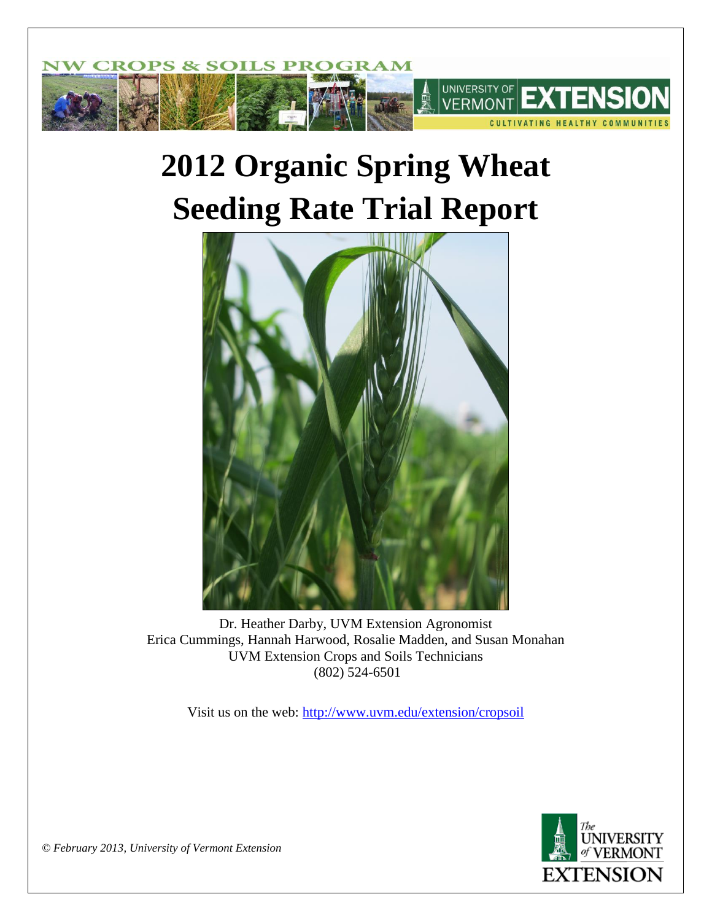NW CROPS & SOILS PROGRAM

UNIVERSITY OF VERMONT EXTENSION

CULTIVATING HEALTHY COMMUNITIES

# 2012 Organic Spring Wheat Seeding Rate Trial Report

Dr. Heather Darby, UVM Extension Agronomist
Erica Cummings, Hannah Harwood, Rosalie Madden, and Susan Monahan
UVM Extension Crops and Soils Technicians
(802) 524-6501

Visit us on the web: http://www.uvm.edu/extension/cropsoil

*© February 2013, University of Vermont Extension*

The UNIVERSITY of VERMONT EXTENSION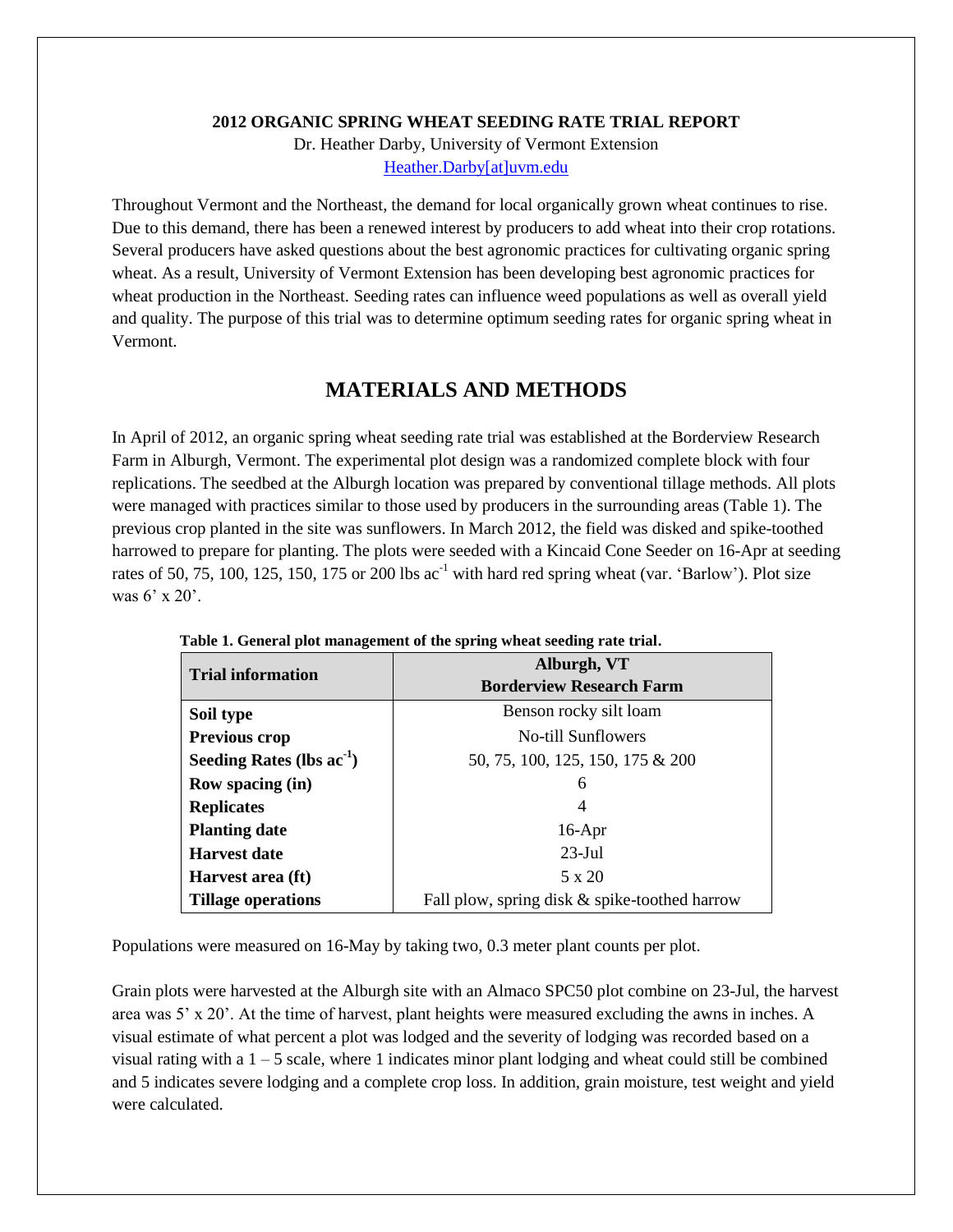**2012 ORGANIC SPRING WHEAT SEEDING RATE TRIAL REPORT**

Dr. Heather Darby, University of Vermont Extension

Heather.Darby[at]uvm.edu

Throughout Vermont and the Northeast, the demand for local organically grown wheat continues to rise. Due to this demand, there has been a renewed interest by producers to add wheat into their crop rotations. Several producers have asked questions about the best agronomic practices for cultivating organic spring wheat. As a result, University of Vermont Extension has been developing best agronomic practices for wheat production in the Northeast. Seeding rates can influence weed populations as well as overall yield and quality. The purpose of this trial was to determine optimum seeding rates for organic spring wheat in Vermont.

## MATERIALS AND METHODS

In April of 2012, an organic spring wheat seeding rate trial was established at the Borderview Research Farm in Alburgh, Vermont. The experimental plot design was a randomized complete block with four replications. The seedbed at the Alburgh location was prepared by conventional tillage methods. All plots were managed with practices similar to those used by producers in the surrounding areas (Table 1). The previous crop planted in the site was sunflowers. In March 2012, the field was disked and spike-toothed harrowed to prepare for planting. The plots were seeded with a Kincaid Cone Seeder on 16-Apr at seeding rates of 50, 75, 100, 125, 150, 175 or 200 lbs $ac^{-1}$ with hard red spring wheat (var. 'Barlow'). Plot size was 6' x 20'.

**Table 1. General plot management of the spring wheat seeding rate trial.**

| Trial information | Alburgh, VT Borderview Research Farm |
|---|---|
| **Soil type** | Benson rocky silt loam |
| **Previous crop** | No-till Sunflowers |
| **Seeding Rates (lbs $ac^{-1}$)** | 50, 75, 100, 125, 150, 175 & 200 |
| **Row spacing (in)** | 6 |
| **Replicates** | 4 |
| **Planting date** | 16-Apr |
| **Harvest date** | 23-Jul |
| **Harvest area (ft)** | 5 x 20 |
| **Tillage operations** | Fall plow, spring disk & spike-toothed harrow |

Populations were measured on 16-May by taking two, 0.3 meter plant counts per plot.

Grain plots were harvested at the Alburgh site with an Almaco SPC50 plot combine on 23-Jul, the harvest area was 5' x 20'. At the time of harvest, plant heights were measured excluding the awns in inches. A visual estimate of what percent a plot was lodged and the severity of lodging was recorded based on a visual rating with a 1 – 5 scale, where 1 indicates minor plant lodging and wheat could still be combined and 5 indicates severe lodging and a complete crop loss. In addition, grain moisture, test weight and yield were calculated.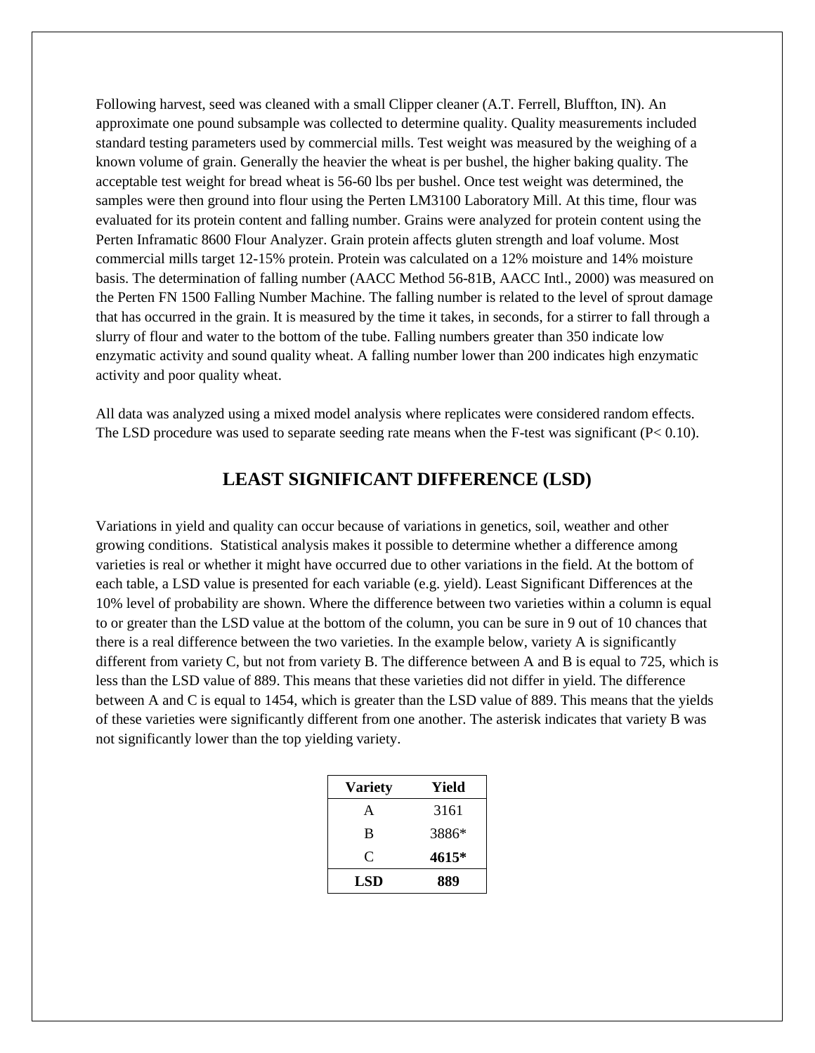Following harvest, seed was cleaned with a small Clipper cleaner (A.T. Ferrell, Bluffton, IN). An approximate one pound subsample was collected to determine quality. Quality measurements included standard testing parameters used by commercial mills. Test weight was measured by the weighing of a known volume of grain. Generally the heavier the wheat is per bushel, the higher baking quality. The acceptable test weight for bread wheat is 56-60 lbs per bushel. Once test weight was determined, the samples were then ground into flour using the Perten LM3100 Laboratory Mill. At this time, flour was evaluated for its protein content and falling number. Grains were analyzed for protein content using the Perten Inframatic 8600 Flour Analyzer. Grain protein affects gluten strength and loaf volume. Most commercial mills target 12-15% protein. Protein was calculated on a 12% moisture and 14% moisture basis. The determination of falling number (AACC Method 56-81B, AACC Intl., 2000) was measured on the Perten FN 1500 Falling Number Machine. The falling number is related to the level of sprout damage that has occurred in the grain. It is measured by the time it takes, in seconds, for a stirrer to fall through a slurry of flour and water to the bottom of the tube. Falling numbers greater than 350 indicate low enzymatic activity and sound quality wheat. A falling number lower than 200 indicates high enzymatic activity and poor quality wheat.

All data was analyzed using a mixed model analysis where replicates were considered random effects. The LSD procedure was used to separate seeding rate means when the F-test was significant ($P < 0.10$).

## LEAST SIGNIFICANT DIFFERENCE (LSD)

Variations in yield and quality can occur because of variations in genetics, soil, weather and other growing conditions. Statistical analysis makes it possible to determine whether a difference among varieties is real or whether it might have occurred due to other variations in the field. At the bottom of each table, a LSD value is presented for each variable (e.g. yield). Least Significant Differences at the 10% level of probability are shown. Where the difference between two varieties within a column is equal to or greater than the LSD value at the bottom of the column, you can be sure in 9 out of 10 chances that there is a real difference between the two varieties. In the example below, variety A is significantly different from variety C, but not from variety B. The difference between A and B is equal to 725, which is less than the LSD value of 889. This means that these varieties did not differ in yield. The difference between A and C is equal to 1454, which is greater than the LSD value of 889. This means that the yields of these varieties were significantly different from one another. The asterisk indicates that variety B was not significantly lower than the top yielding variety.

| Variety | Yield |
|---|---|
| A | 3161 |
| B | 3886* |
| C | **4615*** |
| **LSD** | **889** |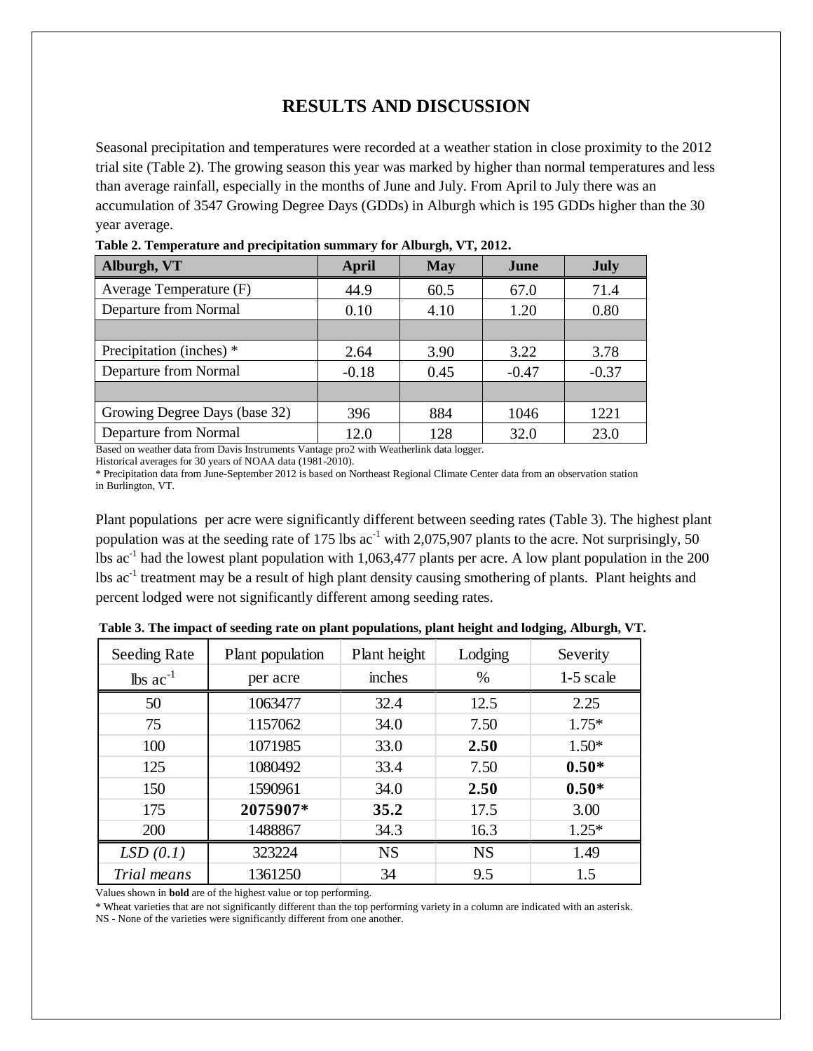# RESULTS AND DISCUSSION

Seasonal precipitation and temperatures were recorded at a weather station in close proximity to the 2012 trial site (Table 2). The growing season this year was marked by higher than normal temperatures and less than average rainfall, especially in the months of June and July. From April to July there was an accumulation of 3547 Growing Degree Days (GDDs) in Alburgh which is 195 GDDs higher than the 30 year average.

**Table 2. Temperature and precipitation summary for Alburgh, VT, 2012.**

| Alburgh, VT | April | May | June | July |
|---|---|---|---|---|
| Average Temperature (F) | 44.9 | 60.5 | 67.0 | 71.4 |
| Departure from Normal | 0.10 | 4.10 | 1.20 | 0.80 |
| | | | | |
| Precipitation (inches) * | 2.64 | 3.90 | 3.22 | 3.78 |
| Departure from Normal | -0.18 | 0.45 | -0.47 | -0.37 |
| | | | | |
| Growing Degree Days (base 32) | 396 | 884 | 1046 | 1221 |
| Departure from Normal | 12.0 | 128 | 32.0 | 23.0 |

Based on weather data from Davis Instruments Vantage pro2 with Weatherlink data logger.
Historical averages for 30 years of NOAA data (1981-2010).
* Precipitation data from June-September 2012 is based on Northeast Regional Climate Center data from an observation station in Burlington, VT.

Plant populations per acre were significantly different between seeding rates (Table 3). The highest plant population was at the seeding rate of 175 lbs $ac^{-1}$ with 2,075,907 plants to the acre. Not surprisingly, 50 lbs $ac^{-1}$ had the lowest plant population with 1,063,477 plants per acre. A low plant population in the 200 lbs $ac^{-1}$ treatment may be a result of high plant density causing smothering of plants. Plant heights and percent lodged were not significantly different among seeding rates.

**Table 3. The impact of seeding rate on plant populations, plant height and lodging, Alburgh, VT.**

| Seeding Rate | Plant population | Plant height | Lodging | Severity |
|---|---|---|---|---|
| lbs $ac^{-1}$ | per acre | inches | % | 1-5 scale |
| 50 | 1063477 | 32.4 | 12.5 | 2.25 |
| 75 | 1157062 | 34.0 | 7.50 | 1.75* |
| 100 | 1071985 | 33.0 | **2.50** | 1.50* |
| 125 | 1080492 | 33.4 | 7.50 | **0.50*** |
| 150 | 1590961 | 34.0 | **2.50** | **0.50*** |
| 175 | **2075907*** | **35.2** | 17.5 | 3.00 |
| 200 | 1488867 | 34.3 | 16.3 | 1.25* |
| *LSD (0.1)* | 323224 | NS | NS | 1.49 |
| *Trial means* | 1361250 | 34 | 9.5 | 1.5 |

Values shown in **bold** are of the highest value or top performing.
* Wheat varieties that are not significantly different than the top performing variety in a column are indicated with an asterisk.
NS - None of the varieties were significantly different from one another.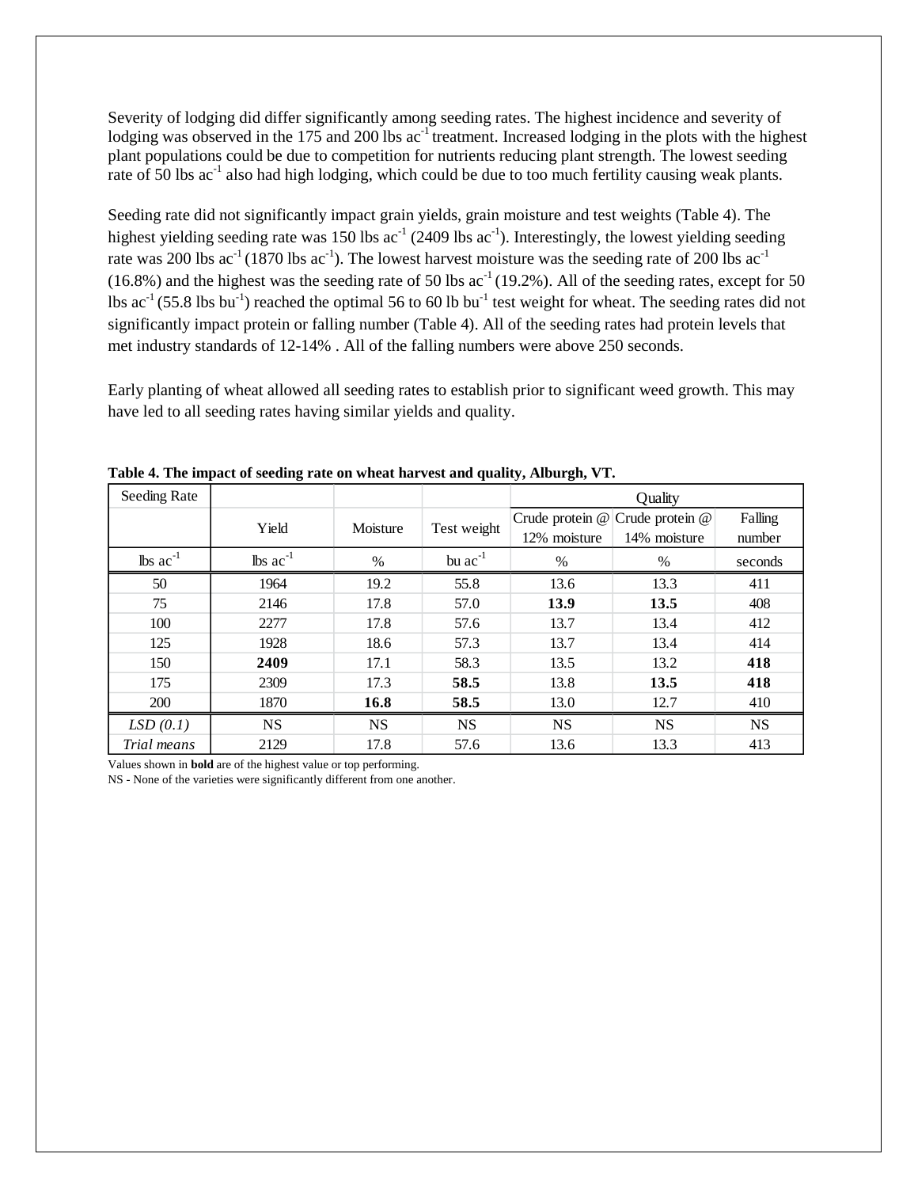Severity of lodging did differ significantly among seeding rates. The highest incidence and severity of lodging was observed in the 175 and 200 lbs ac$^{-1}$ treatment. Increased lodging in the plots with the highest plant populations could be due to competition for nutrients reducing plant strength. The lowest seeding rate of 50 lbs ac$^{-1}$ also had high lodging, which could be due to too much fertility causing weak plants.

Seeding rate did not significantly impact grain yields, grain moisture and test weights (Table 4). The highest yielding seeding rate was 150 lbs ac$^{-1}$ (2409 lbs ac$^{-1}$). Interestingly, the lowest yielding seeding rate was 200 lbs ac$^{-1}$ (1870 lbs ac$^{-1}$). The lowest harvest moisture was the seeding rate of 200 lbs ac$^{-1}$ (16.8%) and the highest was the seeding rate of 50 lbs ac$^{-1}$ (19.2%). All of the seeding rates, except for 50 lbs ac$^{-1}$ (55.8 lbs bu$^{-1}$) reached the optimal 56 to 60 lb bu$^{-1}$ test weight for wheat. The seeding rates did not significantly impact protein or falling number (Table 4). All of the seeding rates had protein levels that met industry standards of 12-14% . All of the falling numbers were above 250 seconds.

Early planting of wheat allowed all seeding rates to establish prior to significant weed growth. This may have led to all seeding rates having similar yields and quality.

**Table 4. The impact of seeding rate on wheat harvest and quality, Alburgh, VT.**

| Seeding Rate | Yield | Moisture | Test weight | Quality | | |
|---|---|---|---|---|---|---|
| | | | | Crude protein @ 12% moisture | Crude protein @ 14% moisture | Falling number |
| lbs ac$^{-1}$ | lbs ac$^{-1}$ | % | bu ac$^{-1}$ | % | % | seconds |
| 50 | 1964 | 19.2 | 55.8 | 13.6 | 13.3 | 411 |
| 75 | 2146 | 17.8 | 57.0 | **13.9** | **13.5** | 408 |
| 100 | 2277 | 17.8 | 57.6 | 13.7 | 13.4 | 412 |
| 125 | 1928 | 18.6 | 57.3 | 13.7 | 13.4 | 414 |
| 150 | **2409** | 17.1 | 58.3 | 13.5 | 13.2 | **418** |
| 175 | 2309 | 17.3 | **58.5** | 13.8 | **13.5** | **418** |
| 200 | 1870 | **16.8** | **58.5** | 13.0 | 12.7 | 410 |
| *LSD (0.1)* | NS | NS | NS | NS | NS | NS |
| *Trial means* | 2129 | 17.8 | 57.6 | 13.6 | 13.3 | 413 |

Values shown in **bold** are of the highest value or top performing.

NS - None of the varieties were significantly different from one another.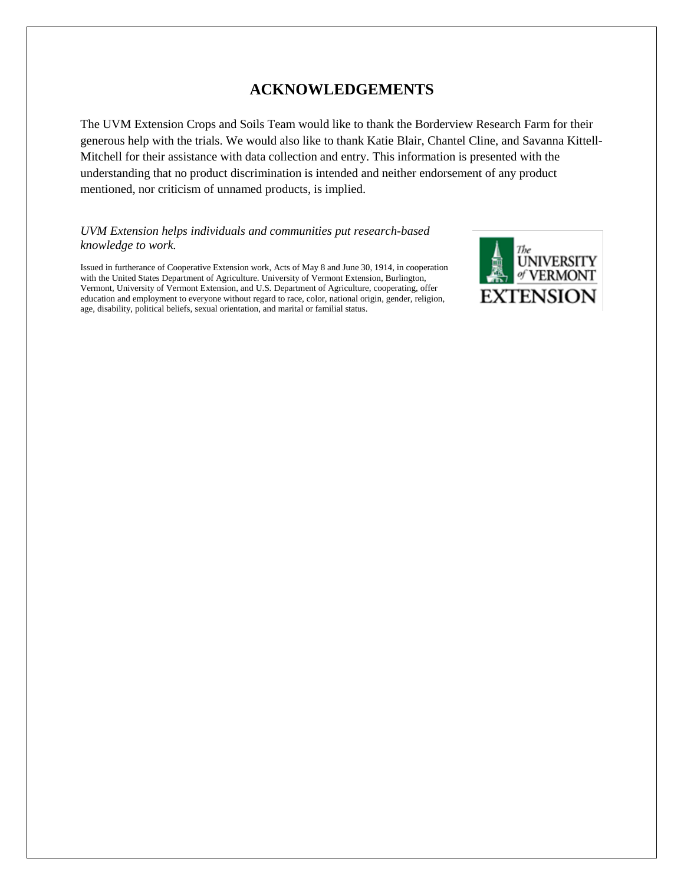# ACKNOWLEDGEMENTS

The UVM Extension Crops and Soils Team would like to thank the Borderview Research Farm for their generous help with the trials. We would also like to thank Katie Blair, Chantel Cline, and Savanna Kittell-Mitchell for their assistance with data collection and entry. This information is presented with the understanding that no product discrimination is intended and neither endorsement of any product mentioned, nor criticism of unnamed products, is implied.

*UVM Extension helps individuals and communities put research-based knowledge to work.*

Issued in furtherance of Cooperative Extension work, Acts of May 8 and June 30, 1914, in cooperation with the United States Department of Agriculture. University of Vermont Extension, Burlington, Vermont, University of Vermont Extension, and U.S. Department of Agriculture, cooperating, offer education and employment to everyone without regard to race, color, national origin, gender, religion, age, disability, political beliefs, sexual orientation, and marital or familial status.

The UNIVERSITY of VERMONT EXTENSION